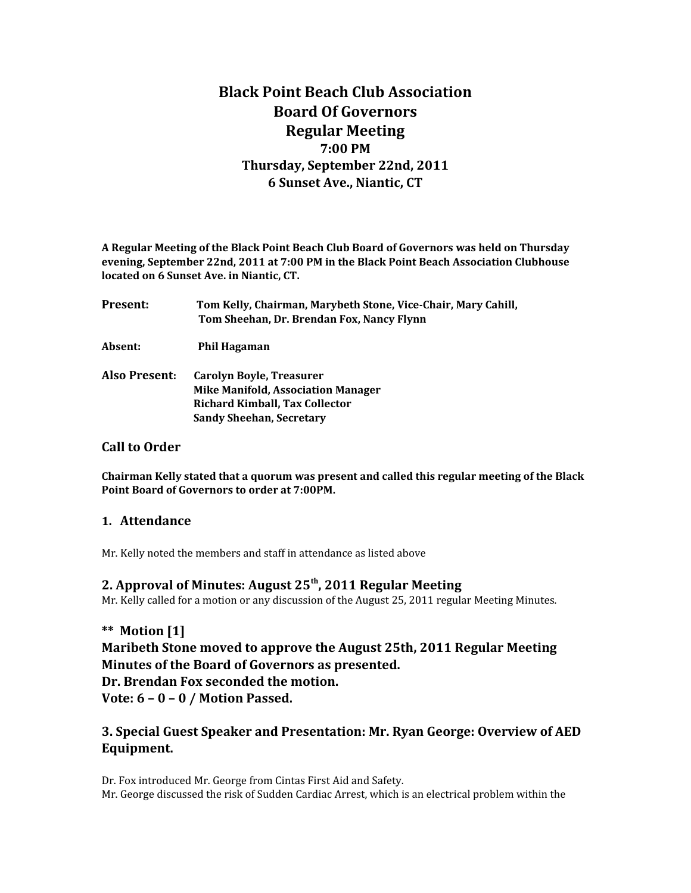# Black Point Beach Club Association
# Board Of Governors
# Regular Meeting
### 7:00 PM
### Thursday, September 22nd, 2011
### 6 Sunset Ave., Niantic, CT

**A Regular Meeting of the Black Point Beach Club Board of Governors was held on Thursday evening, September 22nd, 2011 at 7:00 PM in the Black Point Beach Association Clubhouse located on 6 Sunset Ave. in Niantic, CT.**

**Present:** **Tom Kelly, Chairman, Marybeth Stone, Vice-Chair, Mary Cahill, Tom Sheehan, Dr. Brendan Fox, Nancy Flynn**

**Absent:** **Phil Hagaman**

**Also Present:** **Carolyn Boyle, Treasurer**
**Mike Manifold, Association Manager**
**Richard Kimball, Tax Collector**
**Sandy Sheehan, Secretary**

## Call to Order

**Chairman Kelly stated that a quorum was present and called this regular meeting of the Black Point Board of Governors to order at 7:00PM.**

## 1. Attendance

Mr. Kelly noted the members and staff in attendance as listed above

## 2. Approval of Minutes: August 25th, 2011 Regular Meeting

Mr. Kelly called for a motion or any discussion of the August 25, 2011 regular Meeting Minutes.

**** Motion [1]**
**Maribeth Stone moved to approve the August 25th, 2011 Regular Meeting Minutes of the Board of Governors as presented.**
**Dr. Brendan Fox seconded the motion.**
**Vote: 6 – 0 – 0 / Motion Passed.**

## 3. Special Guest Speaker and Presentation: Mr. Ryan George: Overview of AED Equipment.

Dr. Fox introduced Mr. George from Cintas First Aid and Safety.
Mr. George discussed the risk of Sudden Cardiac Arrest, which is an electrical problem within the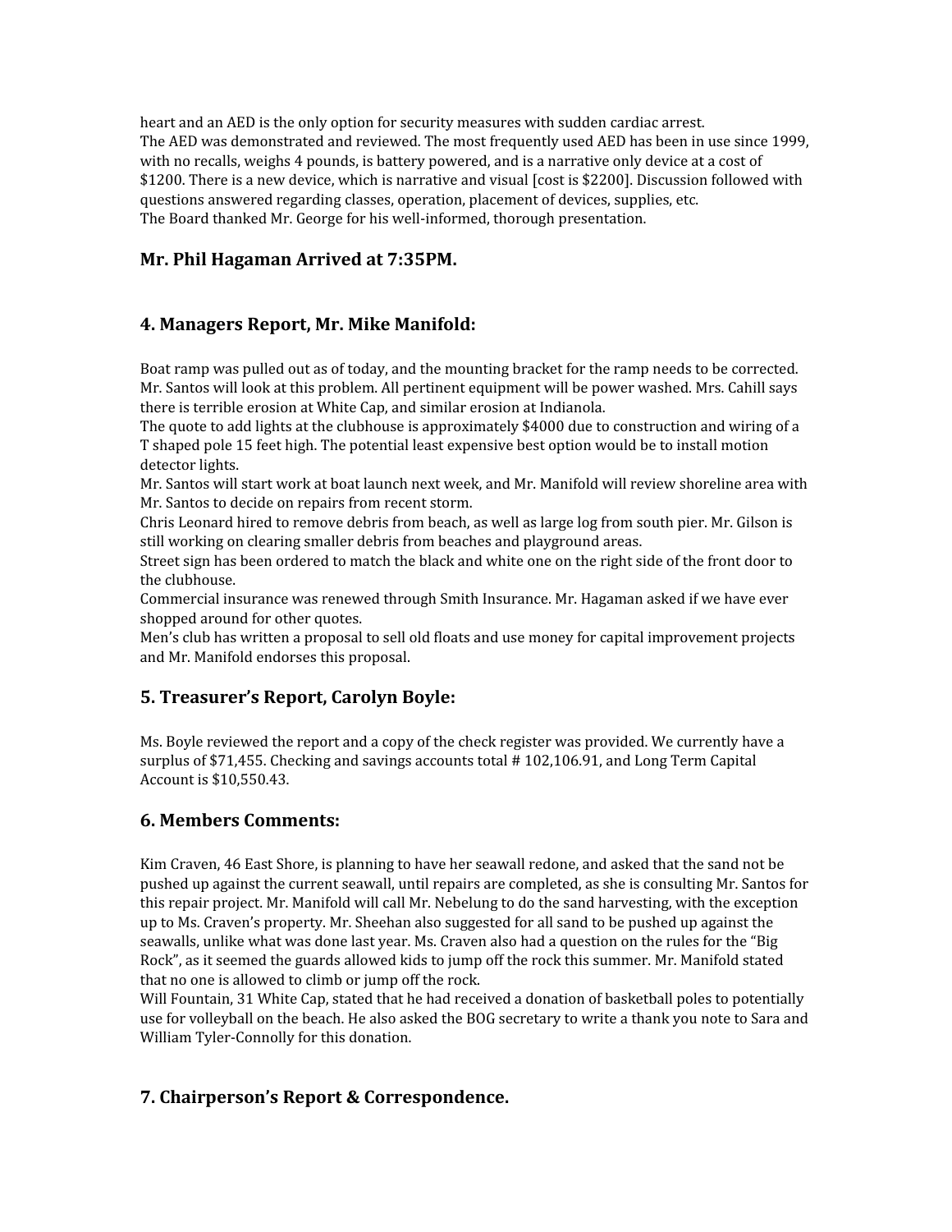heart and an AED is the only option for security measures with sudden cardiac arrest.
The AED was demonstrated and reviewed. The most frequently used AED has been in use since 1999, with no recalls, weighs 4 pounds, is battery powered, and is a narrative only device at a cost of $1200. There is a new device, which is narrative and visual [cost is $2200]. Discussion followed with questions answered regarding classes, operation, placement of devices, supplies, etc.
The Board thanked Mr. George for his well-informed, thorough presentation.

## Mr. Phil Hagaman Arrived at 7:35PM.

## 4. Managers Report, Mr. Mike Manifold:

Boat ramp was pulled out as of today, and the mounting bracket for the ramp needs to be corrected. Mr. Santos will look at this problem. All pertinent equipment will be power washed. Mrs. Cahill says there is terrible erosion at White Cap, and similar erosion at Indianola.
The quote to add lights at the clubhouse is approximately $4000 due to construction and wiring of a T shaped pole 15 feet high. The potential least expensive best option would be to install motion detector lights.
Mr. Santos will start work at boat launch next week, and Mr. Manifold will review shoreline area with Mr. Santos to decide on repairs from recent storm.
Chris Leonard hired to remove debris from beach, as well as large log from south pier. Mr. Gilson is still working on clearing smaller debris from beaches and playground areas.
Street sign has been ordered to match the black and white one on the right side of the front door to the clubhouse.
Commercial insurance was renewed through Smith Insurance. Mr. Hagaman asked if we have ever shopped around for other quotes.
Men's club has written a proposal to sell old floats and use money for capital improvement projects and Mr. Manifold endorses this proposal.

## 5. Treasurer's Report, Carolyn Boyle:

Ms. Boyle reviewed the report and a copy of the check register was provided. We currently have a surplus of $71,455. Checking and savings accounts total # 102,106.91, and Long Term Capital Account is $10,550.43.

## 6. Members Comments:

Kim Craven, 46 East Shore, is planning to have her seawall redone, and asked that the sand not be pushed up against the current seawall, until repairs are completed, as she is consulting Mr. Santos for this repair project. Mr. Manifold will call Mr. Nebelung to do the sand harvesting, with the exception up to Ms. Craven's property. Mr. Sheehan also suggested for all sand to be pushed up against the seawalls, unlike what was done last year. Ms. Craven also had a question on the rules for the "Big Rock", as it seemed the guards allowed kids to jump off the rock this summer. Mr. Manifold stated that no one is allowed to climb or jump off the rock.
Will Fountain, 31 White Cap, stated that he had received a donation of basketball poles to potentially use for volleyball on the beach. He also asked the BOG secretary to write a thank you note to Sara and William Tyler-Connolly for this donation.

## 7. Chairperson's Report & Correspondence.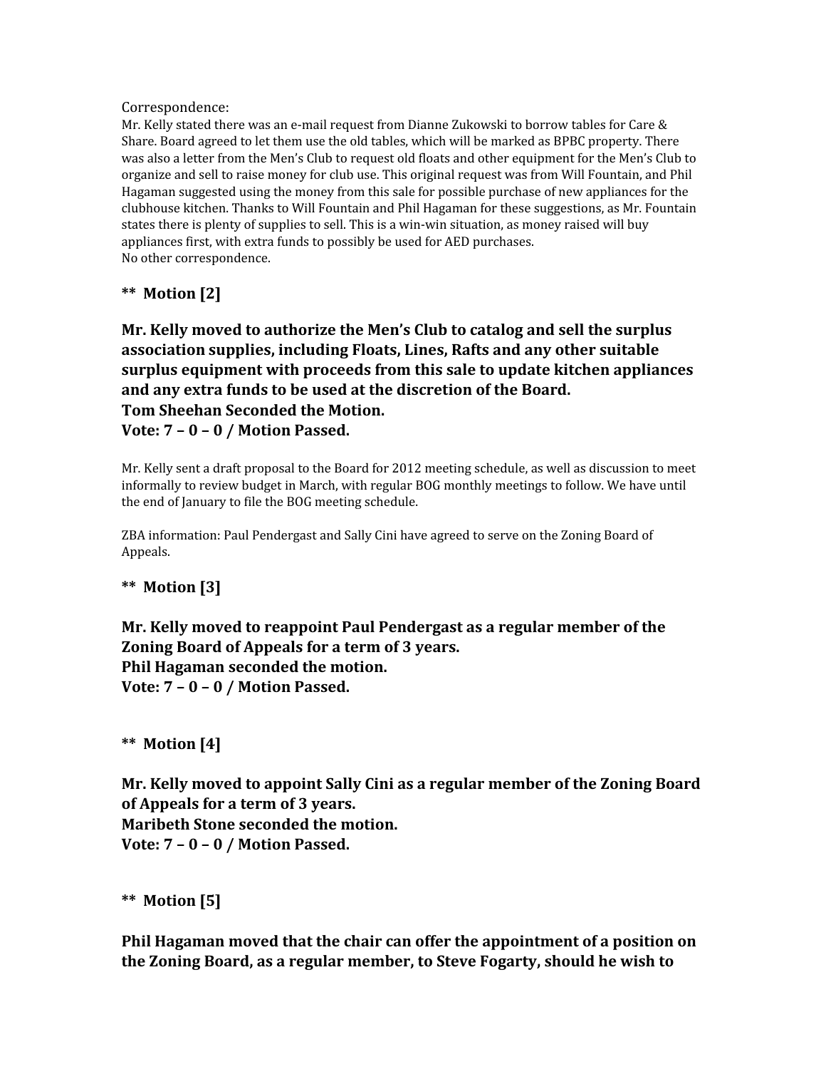Correspondence:

Mr. Kelly stated there was an e-mail request from Dianne Zukowski to borrow tables for Care & Share. Board agreed to let them use the old tables, which will be marked as BPBC property. There was also a letter from the Men's Club to request old floats and other equipment for the Men's Club to organize and sell to raise money for club use. This original request was from Will Fountain, and Phil Hagaman suggested using the money from this sale for possible purchase of new appliances for the clubhouse kitchen. Thanks to Will Fountain and Phil Hagaman for these suggestions, as Mr. Fountain states there is plenty of supplies to sell. This is a win-win situation, as money raised will buy appliances first, with extra funds to possibly be used for AED purchases.

No other correspondence.

**** Motion [2]**

**Mr. Kelly moved to authorize the Men's Club to catalog and sell the surplus association supplies, including Floats, Lines, Rafts and any other suitable surplus equipment with proceeds from this sale to update kitchen appliances and any extra funds to be used at the discretion of the Board.**
**Tom Sheehan Seconded the Motion.**
**Vote: 7 – 0 – 0 / Motion Passed.**

Mr. Kelly sent a draft proposal to the Board for 2012 meeting schedule, as well as discussion to meet informally to review budget in March, with regular BOG monthly meetings to follow. We have until the end of January to file the BOG meeting schedule.

ZBA information: Paul Pendergast and Sally Cini have agreed to serve on the Zoning Board of Appeals.

**** Motion [3]**

**Mr. Kelly moved to reappoint Paul Pendergast as a regular member of the Zoning Board of Appeals for a term of 3 years.**
**Phil Hagaman seconded the motion.**
**Vote: 7 – 0 – 0 / Motion Passed.**

**** Motion [4]**

**Mr. Kelly moved to appoint Sally Cini as a regular member of the Zoning Board of Appeals for a term of 3 years.**
**Maribeth Stone seconded the motion.**
**Vote: 7 – 0 – 0 / Motion Passed.**

**** Motion [5]**

**Phil Hagaman moved that the chair can offer the appointment of a position on the Zoning Board, as a regular member, to Steve Fogarty, should he wish to**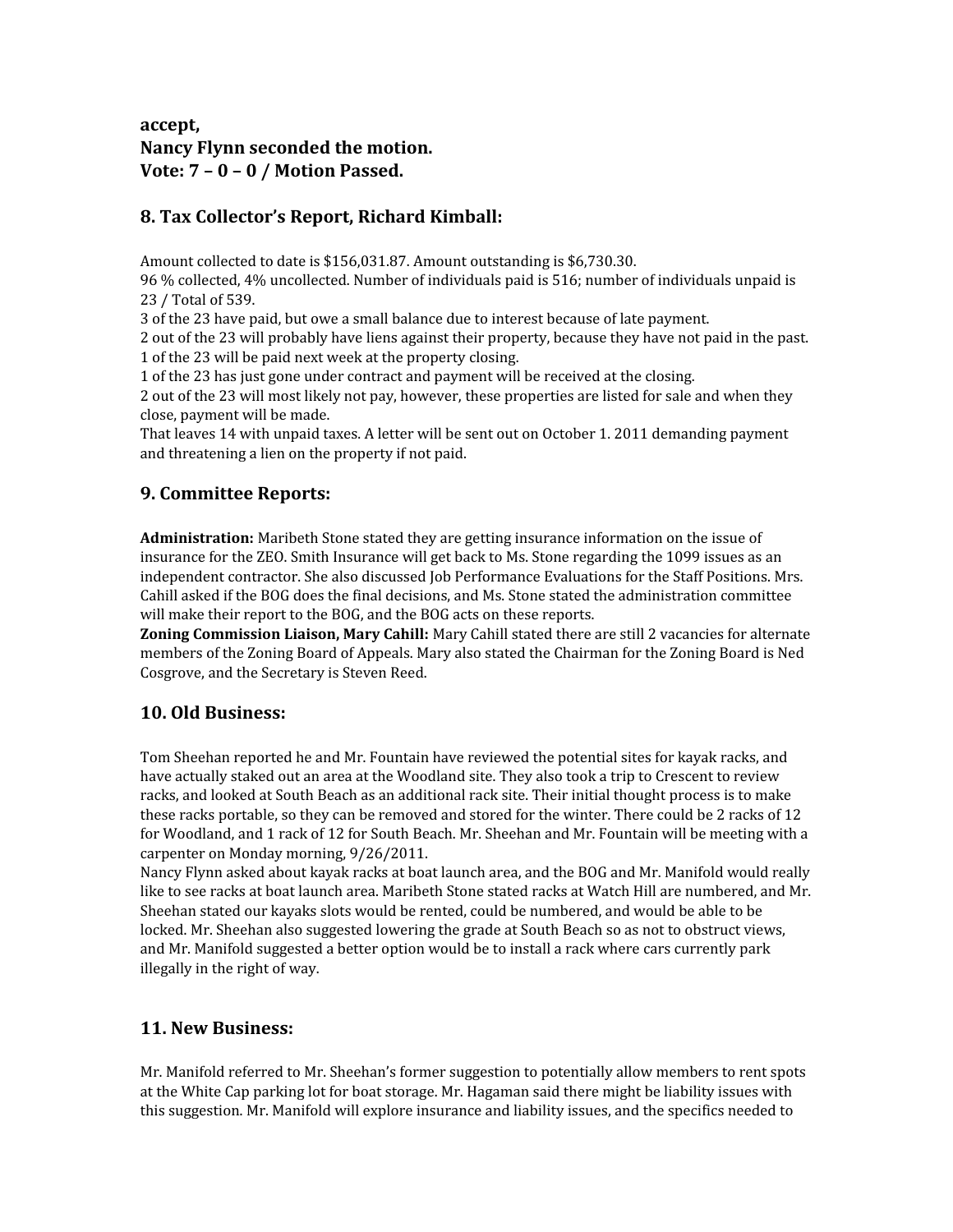**accept,**
**Nancy Flynn seconded the motion.**
**Vote: 7 – 0 – 0 / Motion Passed.**

## 8. Tax Collector's Report, Richard Kimball:

Amount collected to date is $156,031.87. Amount outstanding is $6,730.30.
96 % collected, 4% uncollected. Number of individuals paid is 516; number of individuals unpaid is 23 / Total of 539.
3 of the 23 have paid, but owe a small balance due to interest because of late payment.
2 out of the 23 will probably have liens against their property, because they have not paid in the past.
1 of the 23 will be paid next week at the property closing.
1 of the 23 has just gone under contract and payment will be received at the closing.
2 out of the 23 will most likely not pay, however, these properties are listed for sale and when they close, payment will be made.
That leaves 14 with unpaid taxes. A letter will be sent out on October 1. 2011 demanding payment and threatening a lien on the property if not paid.

## 9. Committee Reports:

**Administration:** Maribeth Stone stated they are getting insurance information on the issue of insurance for the ZEO. Smith Insurance will get back to Ms. Stone regarding the 1099 issues as an independent contractor. She also discussed Job Performance Evaluations for the Staff Positions. Mrs. Cahill asked if the BOG does the final decisions, and Ms. Stone stated the administration committee will make their report to the BOG, and the BOG acts on these reports.
**Zoning Commission Liaison, Mary Cahill:** Mary Cahill stated there are still 2 vacancies for alternate members of the Zoning Board of Appeals. Mary also stated the Chairman for the Zoning Board is Ned Cosgrove, and the Secretary is Steven Reed.

## 10. Old Business:

Tom Sheehan reported he and Mr. Fountain have reviewed the potential sites for kayak racks, and have actually staked out an area at the Woodland site. They also took a trip to Crescent to review racks, and looked at South Beach as an additional rack site. Their initial thought process is to make these racks portable, so they can be removed and stored for the winter. There could be 2 racks of 12 for Woodland, and 1 rack of 12 for South Beach. Mr. Sheehan and Mr. Fountain will be meeting with a carpenter on Monday morning, 9/26/2011.
Nancy Flynn asked about kayak racks at boat launch area, and the BOG and Mr. Manifold would really like to see racks at boat launch area. Maribeth Stone stated racks at Watch Hill are numbered, and Mr. Sheehan stated our kayaks slots would be rented, could be numbered, and would be able to be locked. Mr. Sheehan also suggested lowering the grade at South Beach so as not to obstruct views, and Mr. Manifold suggested a better option would be to install a rack where cars currently park illegally in the right of way.

## 11. New Business:

Mr. Manifold referred to Mr. Sheehan's former suggestion to potentially allow members to rent spots at the White Cap parking lot for boat storage. Mr. Hagaman said there might be liability issues with this suggestion. Mr. Manifold will explore insurance and liability issues, and the specifics needed to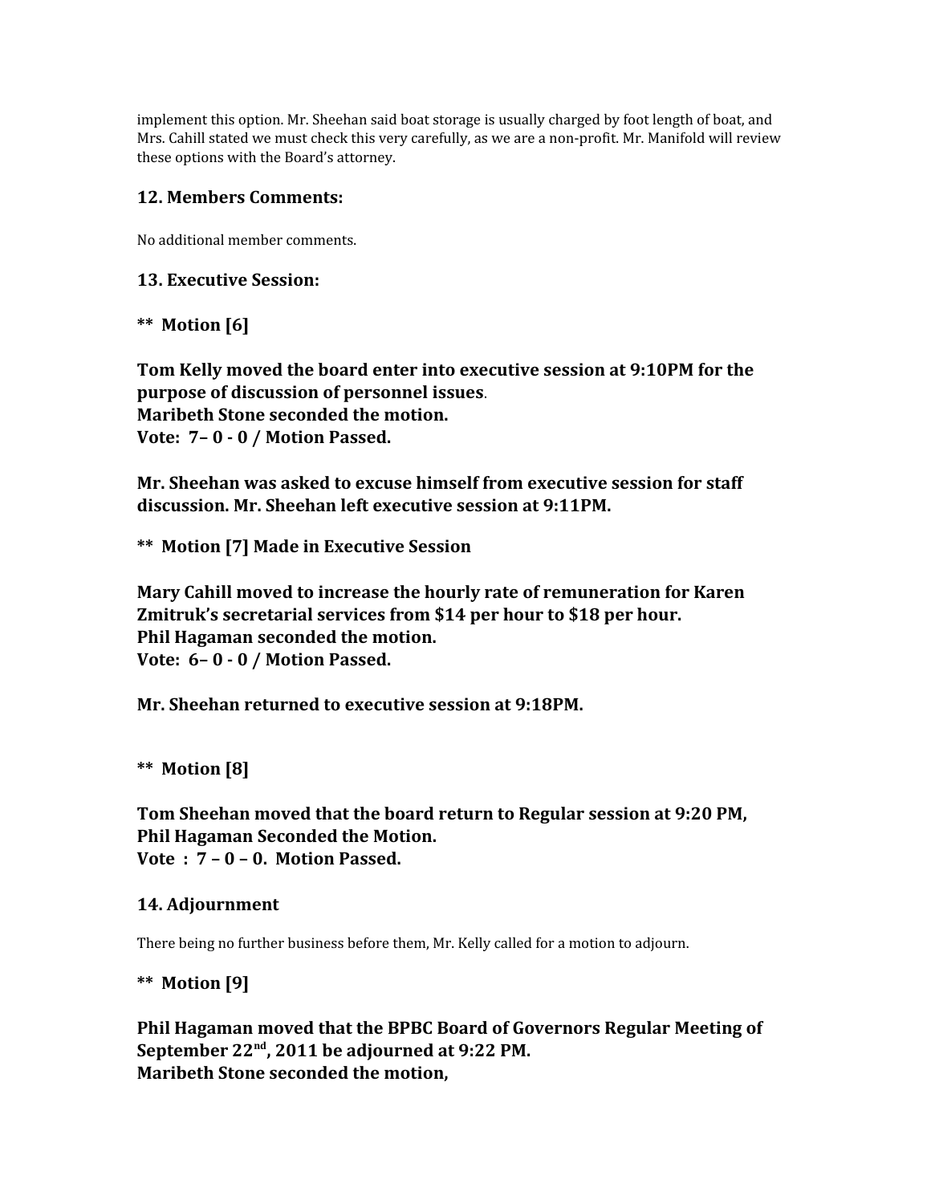implement this option. Mr. Sheehan said boat storage is usually charged by foot length of boat, and Mrs. Cahill stated we must check this very carefully, as we are a non-profit. Mr. Manifold will review these options with the Board's attorney.

### 12. Members Comments:

No additional member comments.

### 13. Executive Session:

**** Motion [6]**

**Tom Kelly moved the board enter into executive session at 9:10PM for the purpose of discussion of personnel issues**.
**Maribeth Stone seconded the motion.**
**Vote: 7– 0 - 0 / Motion Passed.**

**Mr. Sheehan was asked to excuse himself from executive session for staff discussion. Mr. Sheehan left executive session at 9:11PM.**

**** Motion [7] Made in Executive Session**

**Mary Cahill moved to increase the hourly rate of remuneration for Karen Zmitruk's secretarial services from $14 per hour to $18 per hour.**
**Phil Hagaman seconded the motion.**
**Vote: 6– 0 - 0 / Motion Passed.**

**Mr. Sheehan returned to executive session at 9:18PM.**

**** Motion [8]**

**Tom Sheehan moved that the board return to Regular session at 9:20 PM,**
**Phil Hagaman Seconded the Motion.**
**Vote : 7 – 0 – 0. Motion Passed.**

### 14. Adjournment

There being no further business before them, Mr. Kelly called for a motion to adjourn.

**** Motion [9]**

**Phil Hagaman moved that the BPBC Board of Governors Regular Meeting of September 22nd, 2011 be adjourned at 9:22 PM.**
**Maribeth Stone seconded the motion,**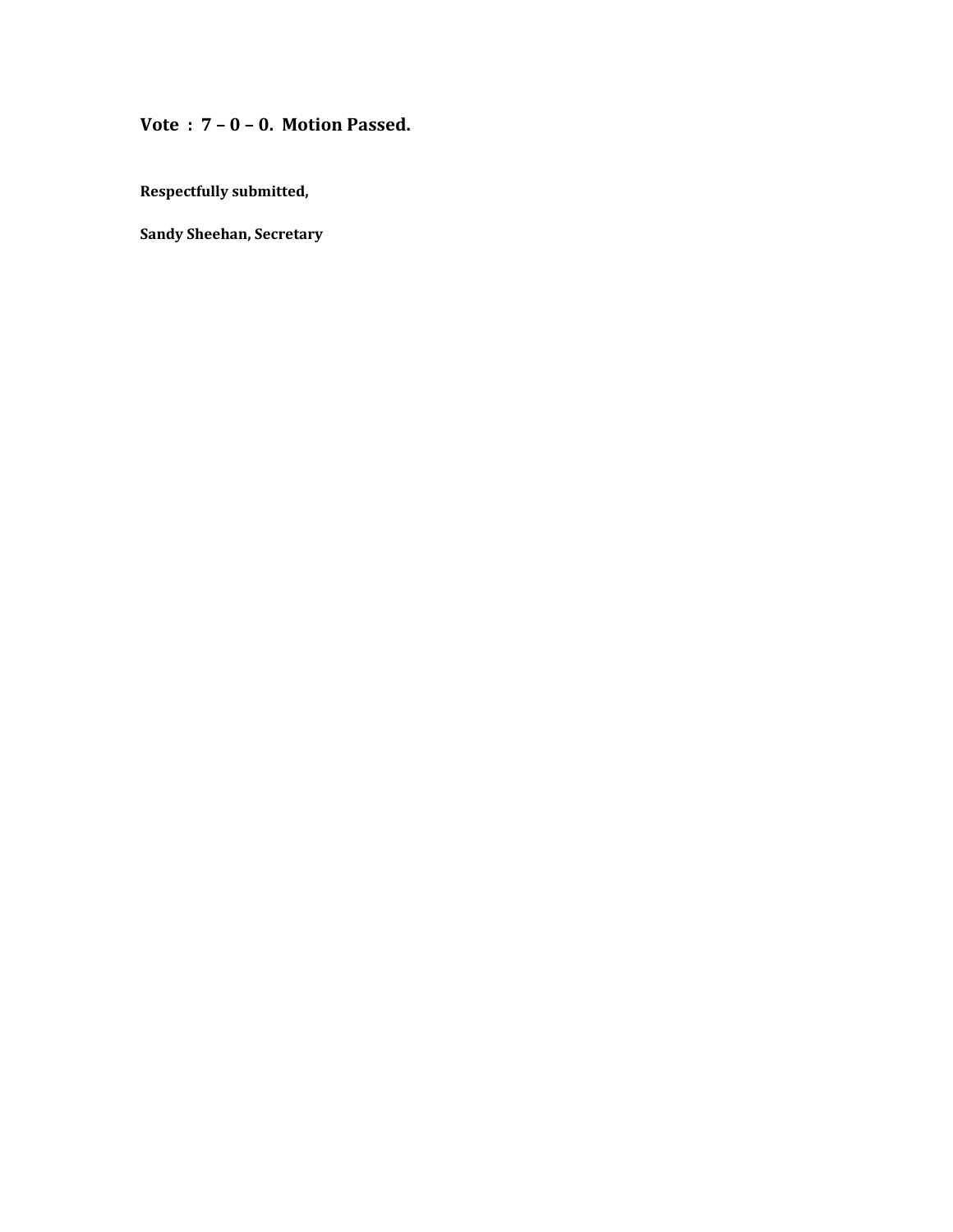**Vote : 7 – 0 – 0. Motion Passed.**

**Respectfully submitted,**

**Sandy Sheehan, Secretary**